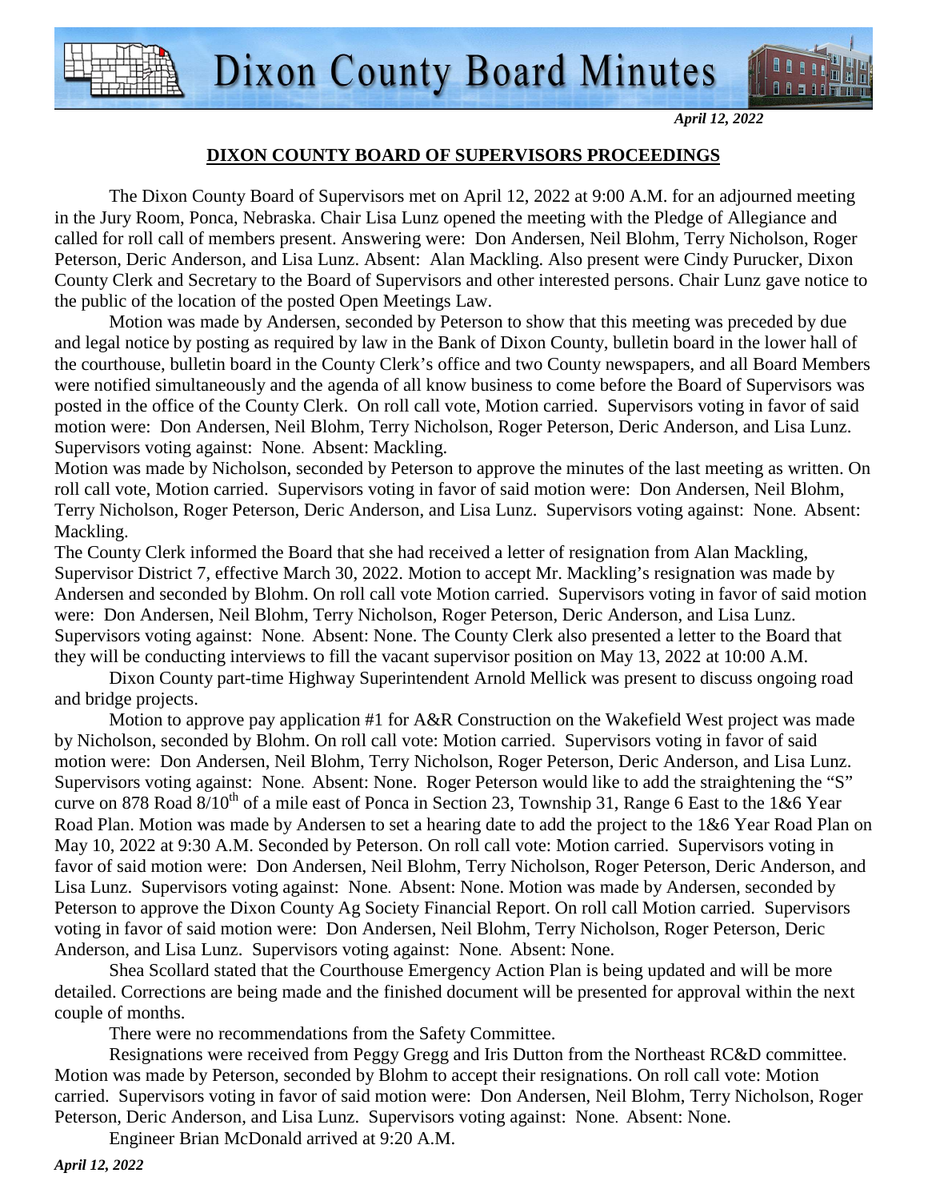## DIXON COUNTY BOARD OF SUPERVISORS PROCEEDINGS

The Dixon County Board of Supervisors met on April 12, 2022 at 9:00 A.M. for an adjourned meeting in the Jury Room, Ponca, Nebraska. Chair Lisa Lunz opened the meeting with the Pledge of Allegiance and called for roll call of members present. Answering were: Don Andersen, Neil Blohm, Terry Nicholson, Roger Peterson, Deric Anderson, and Lisa Lunz. Absent: Alan Mackling. Also present were Cindy Purucker, Dixon County Clerk and Secretary to the Board of Supervisors and other interested persons. Chair Lunz gave notice to the public of the location of the posted Open Meetings Law.

Motion was made by Andersen, seconded by Peterson to show that this meeting was preceded by due and legal notice by posting as required by law in the Bank of Dixon County, bulletin board in the lower hall of the courthouse, bulletin board in the County Clerk's office and two County newspapers, and all Board Members were notified simultaneously and the agenda of all know business to come before the Board of Supervisors was posted in the office of the County Clerk. On roll call vote, Motion carried. Supervisors voting in favor of said motion were: Don Andersen, Neil Blohm, Terry Nicholson, Roger Peterson, Deric Anderson, and Lisa Lunz. Supervisors voting against: None. Absent: Mackling.

Motion was made by Nicholson, seconded by Peterson to approve the minutes of the last meeting as written. On roll call vote, Motion carried. Supervisors voting in favor of said motion were: Don Andersen, Neil Blohm, Terry Nicholson, Roger Peterson, Deric Anderson, and Lisa Lunz. Supervisors voting against: None. Absent: Mackling.

The County Clerk informed the Board that she had received a letter of resignation from Alan Mackling, Supervisor District 7, effective March 30, 2022. Motion to accept Mr. Mackling's resignation was made by Andersen and seconded by Blohm. On roll call vote Motion carried. Supervisors voting in favor of said motion were: Don Andersen, Neil Blohm, Terry Nicholson, Roger Peterson, Deric Anderson, and Lisa Lunz. Supervisors voting against: None. Absent: None. The County Clerk also presented a letter to the Board that they will be conducting interviews to fill the vacant supervisor position on May 13, 2022 at 10:00 A.M.

Dixon County part-time Highway Superintendent Arnold Mellick was present to discuss ongoing road and bridge projects.

Motion to approve pay application #1 for A&R Construction on the Wakefield West project was made by Nicholson, seconded by Blohm. On roll call vote: Motion carried. Supervisors voting in favor of said motion were: Don Andersen, Neil Blohm, Terry Nicholson, Roger Peterson, Deric Anderson, and Lisa Lunz. Supervisors voting against: None. Absent: None. Roger Peterson would like to add the straightening the "S" curve on 878 Road 8/10th of a mile east of Ponca in Section 23, Township 31, Range 6 East to the 1&6 Year Road Plan. Motion was made by Andersen to set a hearing date to add the project to the 1&6 Year Road Plan on May 10, 2022 at 9:30 A.M. Seconded by Peterson. On roll call vote: Motion carried. Supervisors voting in favor of said motion were: Don Andersen, Neil Blohm, Terry Nicholson, Roger Peterson, Deric Anderson, and Lisa Lunz. Supervisors voting against: None. Absent: None. Motion was made by Andersen, seconded by Peterson to approve the Dixon County Ag Society Financial Report. On roll call Motion carried. Supervisors voting in favor of said motion were: Don Andersen, Neil Blohm, Terry Nicholson, Roger Peterson, Deric Anderson, and Lisa Lunz. Supervisors voting against: None. Absent: None.

Shea Scollard stated that the Courthouse Emergency Action Plan is being updated and will be more detailed. Corrections are being made and the finished document will be presented for approval within the next couple of months.

There were no recommendations from the Safety Committee.

Resignations were received from Peggy Gregg and Iris Dutton from the Northeast RC&D committee. Motion was made by Peterson, seconded by Blohm to accept their resignations. On roll call vote: Motion carried. Supervisors voting in favor of said motion were: Don Andersen, Neil Blohm, Terry Nicholson, Roger Peterson, Deric Anderson, and Lisa Lunz. Supervisors voting against: None. Absent: None.

Engineer Brian McDonald arrived at 9:20 A.M.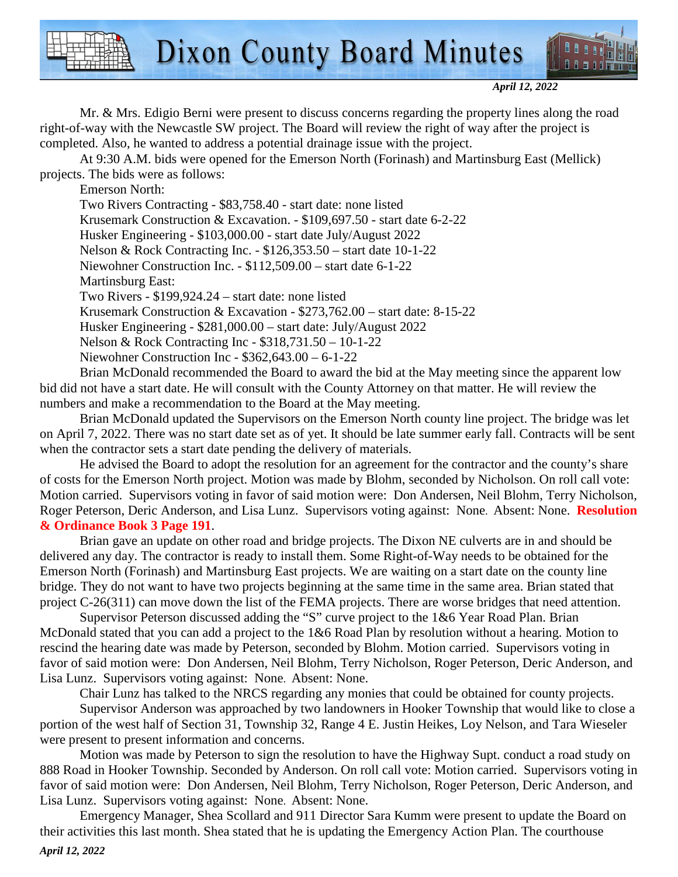Mr. & Mrs. Edigio Berni were present to discuss concerns regarding the property lines along the road right-of-way with the Newcastle SW project. The Board will review the right of way after the project is completed. Also, he wanted to address a potential drainage issue with the project.

At 9:30 A.M. bids were opened for the Emerson North (Forinash) and Martinsburg East (Mellick) projects. The bids were as follows:

Emerson North:
Two Rivers Contracting - $83,758.40 - start date: none listed
Krusemark Construction & Excavation. - $109,697.50 - start date 6-2-22
Husker Engineering - $103,000.00 - start date July/August 2022
Nelson & Rock Contracting Inc. - $126,353.50 – start date 10-1-22
Niewohner Construction Inc. - $112,509.00 – start date 6-1-22
Martinsburg East:
Two Rivers - $199,924.24 – start date: none listed
Krusemark Construction & Excavation - $273,762.00 – start date: 8-15-22
Husker Engineering - $281,000.00 – start date: July/August 2022
Nelson & Rock Contracting Inc - $318,731.50 – 10-1-22
Niewohner Construction Inc - $362,643.00 – 6-1-22

Brian McDonald recommended the Board to award the bid at the May meeting since the apparent low bid did not have a start date. He will consult with the County Attorney on that matter. He will review the numbers and make a recommendation to the Board at the May meeting.

Brian McDonald updated the Supervisors on the Emerson North county line project. The bridge was let on April 7, 2022. There was no start date set as of yet. It should be late summer early fall. Contracts will be sent when the contractor sets a start date pending the delivery of materials.

He advised the Board to adopt the resolution for an agreement for the contractor and the county's share of costs for the Emerson North project. Motion was made by Blohm, seconded by Nicholson. On roll call vote: Motion carried. Supervisors voting in favor of said motion were: Don Andersen, Neil Blohm, Terry Nicholson, Roger Peterson, Deric Anderson, and Lisa Lunz. Supervisors voting against: None. Absent: None. **Resolution & Ordinance Book 3 Page 191**.

Brian gave an update on other road and bridge projects. The Dixon NE culverts are in and should be delivered any day. The contractor is ready to install them. Some Right-of-Way needs to be obtained for the Emerson North (Forinash) and Martinsburg East projects. We are waiting on a start date on the county line bridge. They do not want to have two projects beginning at the same time in the same area. Brian stated that project C-26(311) can move down the list of the FEMA projects. There are worse bridges that need attention.

Supervisor Peterson discussed adding the "S" curve project to the 1&6 Year Road Plan. Brian McDonald stated that you can add a project to the 1&6 Road Plan by resolution without a hearing. Motion to rescind the hearing date was made by Peterson, seconded by Blohm. Motion carried. Supervisors voting in favor of said motion were: Don Andersen, Neil Blohm, Terry Nicholson, Roger Peterson, Deric Anderson, and Lisa Lunz. Supervisors voting against: None. Absent: None.

Chair Lunz has talked to the NRCS regarding any monies that could be obtained for county projects.

Supervisor Anderson was approached by two landowners in Hooker Township that would like to close a portion of the west half of Section 31, Township 32, Range 4 E. Justin Heikes, Loy Nelson, and Tara Wieseler were present to present information and concerns.

Motion was made by Peterson to sign the resolution to have the Highway Supt. conduct a road study on 888 Road in Hooker Township. Seconded by Anderson. On roll call vote: Motion carried. Supervisors voting in favor of said motion were: Don Andersen, Neil Blohm, Terry Nicholson, Roger Peterson, Deric Anderson, and Lisa Lunz. Supervisors voting against: None. Absent: None.

Emergency Manager, Shea Scollard and 911 Director Sara Kumm were present to update the Board on their activities this last month. Shea stated that he is updating the Emergency Action Plan. The courthouse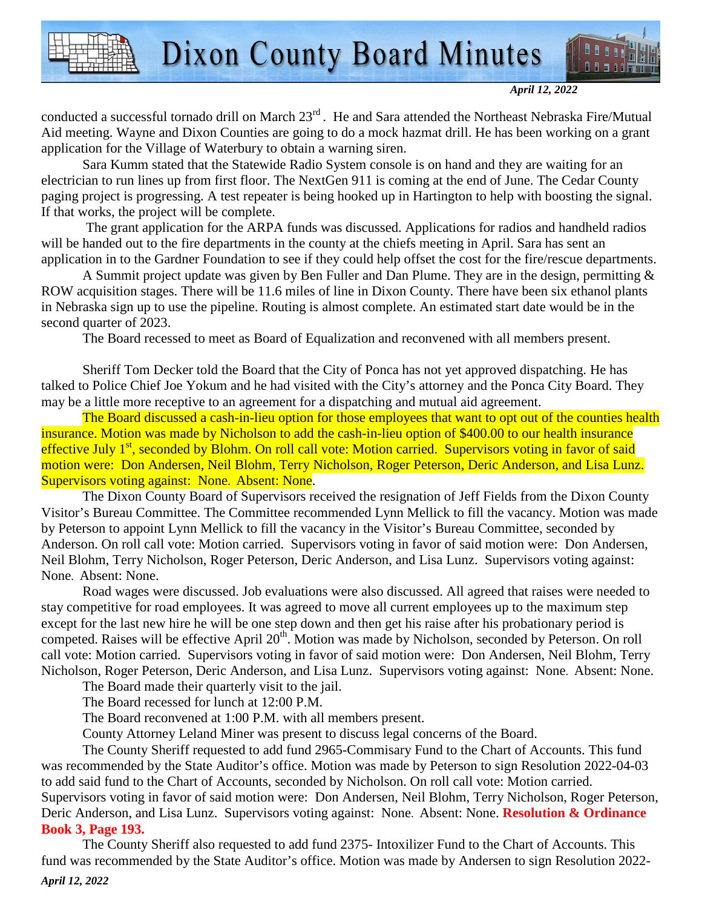conducted a successful tornado drill on March 23rd. He and Sara attended the Northeast Nebraska Fire/Mutual Aid meeting. Wayne and Dixon Counties are going to do a mock hazmat drill. He has been working on a grant application for the Village of Waterbury to obtain a warning siren.

Sara Kumm stated that the Statewide Radio System console is on hand and they are waiting for an electrician to run lines up from first floor. The NextGen 911 is coming at the end of June. The Cedar County paging project is progressing. A test repeater is being hooked up in Hartington to help with boosting the signal. If that works, the project will be complete.

The grant application for the ARPA funds was discussed. Applications for radios and handheld radios will be handed out to the fire departments in the county at the chiefs meeting in April. Sara has sent an application in to the Gardner Foundation to see if they could help offset the cost for the fire/rescue departments.

A Summit project update was given by Ben Fuller and Dan Plume. They are in the design, permitting & ROW acquisition stages. There will be 11.6 miles of line in Dixon County. There have been six ethanol plants in Nebraska sign up to use the pipeline. Routing is almost complete. An estimated start date would be in the second quarter of 2023.

The Board recessed to meet as Board of Equalization and reconvened with all members present.

Sheriff Tom Decker told the Board that the City of Ponca has not yet approved dispatching. He has talked to Police Chief Joe Yokum and he had visited with the City's attorney and the Ponca City Board. They may be a little more receptive to an agreement for a dispatching and mutual aid agreement.

The Board discussed a cash-in-lieu option for those employees that want to opt out of the counties health insurance. Motion was made by Nicholson to add the cash-in-lieu option of $400.00 to our health insurance effective July 1st, seconded by Blohm. On roll call vote: Motion carried. Supervisors voting in favor of said motion were: Don Andersen, Neil Blohm, Terry Nicholson, Roger Peterson, Deric Anderson, and Lisa Lunz. Supervisors voting against: None. Absent: None.

The Dixon County Board of Supervisors received the resignation of Jeff Fields from the Dixon County Visitor's Bureau Committee. The Committee recommended Lynn Mellick to fill the vacancy. Motion was made by Peterson to appoint Lynn Mellick to fill the vacancy in the Visitor's Bureau Committee, seconded by Anderson. On roll call vote: Motion carried. Supervisors voting in favor of said motion were: Don Andersen, Neil Blohm, Terry Nicholson, Roger Peterson, Deric Anderson, and Lisa Lunz. Supervisors voting against: None. Absent: None.

Road wages were discussed. Job evaluations were also discussed. All agreed that raises were needed to stay competitive for road employees. It was agreed to move all current employees up to the maximum step except for the last new hire he will be one step down and then get his raise after his probationary period is competed. Raises will be effective April 20th. Motion was made by Nicholson, seconded by Peterson. On roll call vote: Motion carried. Supervisors voting in favor of said motion were: Don Andersen, Neil Blohm, Terry Nicholson, Roger Peterson, Deric Anderson, and Lisa Lunz. Supervisors voting against: None. Absent: None.

The Board made their quarterly visit to the jail.

The Board recessed for lunch at 12:00 P.M.

The Board reconvened at 1:00 P.M. with all members present.

County Attorney Leland Miner was present to discuss legal concerns of the Board.

The County Sheriff requested to add fund 2965-Commisary Fund to the Chart of Accounts. This fund was recommended by the State Auditor's office. Motion was made by Peterson to sign Resolution 2022-04-03 to add said fund to the Chart of Accounts, seconded by Nicholson. On roll call vote: Motion carried. Supervisors voting in favor of said motion were: Don Andersen, Neil Blohm, Terry Nicholson, Roger Peterson, Deric Anderson, and Lisa Lunz. Supervisors voting against: None. Absent: None. **Resolution & Ordinance Book 3, Page 193.**

The County Sheriff also requested to add fund 2375- Intoxilizer Fund to the Chart of Accounts. This fund was recommended by the State Auditor's office. Motion was made by Andersen to sign Resolution 2022-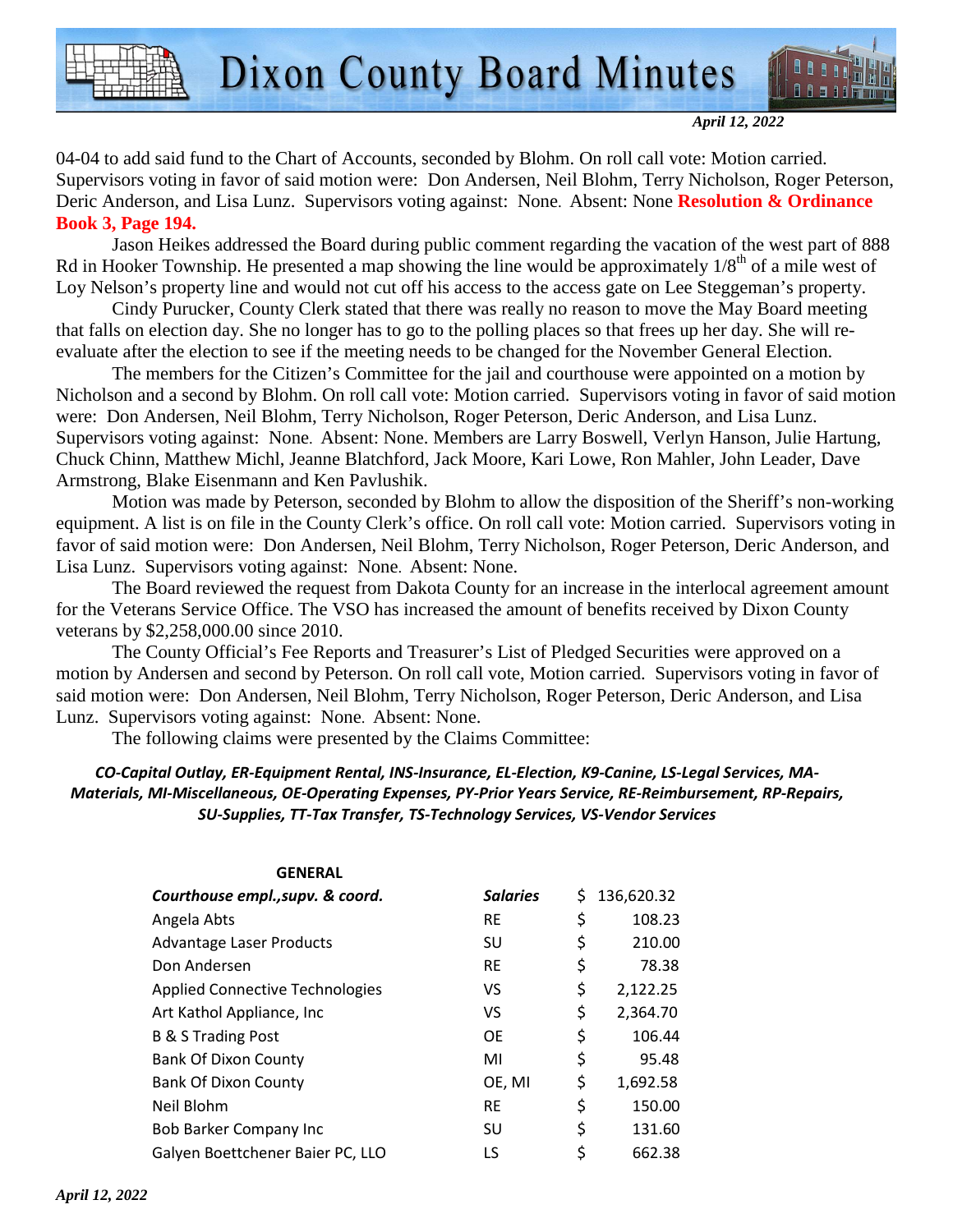04-04 to add said fund to the Chart of Accounts, seconded by Blohm. On roll call vote: Motion carried. Supervisors voting in favor of said motion were: Don Andersen, Neil Blohm, Terry Nicholson, Roger Peterson, Deric Anderson, and Lisa Lunz. Supervisors voting against: None. Absent: None **Resolution & Ordinance Book 3, Page 194.**

Jason Heikes addressed the Board during public comment regarding the vacation of the west part of 888 Rd in Hooker Township. He presented a map showing the line would be approximately 1/8th of a mile west of Loy Nelson's property line and would not cut off his access to the access gate on Lee Steggeman's property.

Cindy Purucker, County Clerk stated that there was really no reason to move the May Board meeting that falls on election day. She no longer has to go to the polling places so that frees up her day. She will re-evaluate after the election to see if the meeting needs to be changed for the November General Election.

The members for the Citizen's Committee for the jail and courthouse were appointed on a motion by Nicholson and a second by Blohm. On roll call vote: Motion carried. Supervisors voting in favor of said motion were: Don Andersen, Neil Blohm, Terry Nicholson, Roger Peterson, Deric Anderson, and Lisa Lunz. Supervisors voting against: None. Absent: None. Members are Larry Boswell, Verlyn Hanson, Julie Hartung, Chuck Chinn, Matthew Michl, Jeanne Blatchford, Jack Moore, Kari Lowe, Ron Mahler, John Leader, Dave Armstrong, Blake Eisenmann and Ken Pavlushik.

Motion was made by Peterson, seconded by Blohm to allow the disposition of the Sheriff's non-working equipment. A list is on file in the County Clerk's office. On roll call vote: Motion carried. Supervisors voting in favor of said motion were: Don Andersen, Neil Blohm, Terry Nicholson, Roger Peterson, Deric Anderson, and Lisa Lunz. Supervisors voting against: None. Absent: None.

The Board reviewed the request from Dakota County for an increase in the interlocal agreement amount for the Veterans Service Office. The VSO has increased the amount of benefits received by Dixon County veterans by $2,258,000.00 since 2010.

The County Official's Fee Reports and Treasurer's List of Pledged Securities were approved on a motion by Andersen and second by Peterson. On roll call vote, Motion carried. Supervisors voting in favor of said motion were: Don Andersen, Neil Blohm, Terry Nicholson, Roger Peterson, Deric Anderson, and Lisa Lunz. Supervisors voting against: None. Absent: None.

The following claims were presented by the Claims Committee:

***CO-Capital Outlay, ER-Equipment Rental, INS-Insurance, EL-Election, K9-Canine, LS-Legal Services, MA-Materials, MI-Miscellaneous, OE-Operating Expenses, PY-Prior Years Service, RE-Reimbursement, RP-Repairs, SU-Supplies, TT-Tax Transfer, TS-Technology Services, VS-Vendor Services***

| **GENERAL** | | |
|---|---|---|
| ***Courthouse empl.,supv. & coord.*** | ***Salaries*** | $ 136,620.32 |
| Angela Abts | RE | $ 108.23 |
| Advantage Laser Products | SU | $ 210.00 |
| Don Andersen | RE | $ 78.38 |
| Applied Connective Technologies | VS | $ 2,122.25 |
| Art Kathol Appliance, Inc | VS | $ 2,364.70 |
| B & S Trading Post | OE | $ 106.44 |
| Bank Of Dixon County | MI | $ 95.48 |
| Bank Of Dixon County | OE, MI | $ 1,692.58 |
| Neil Blohm | RE | $ 150.00 |
| Bob Barker Company Inc | SU | $ 131.60 |
| Galyen Boettchener Baier PC, LLO | LS | $ 662.38 |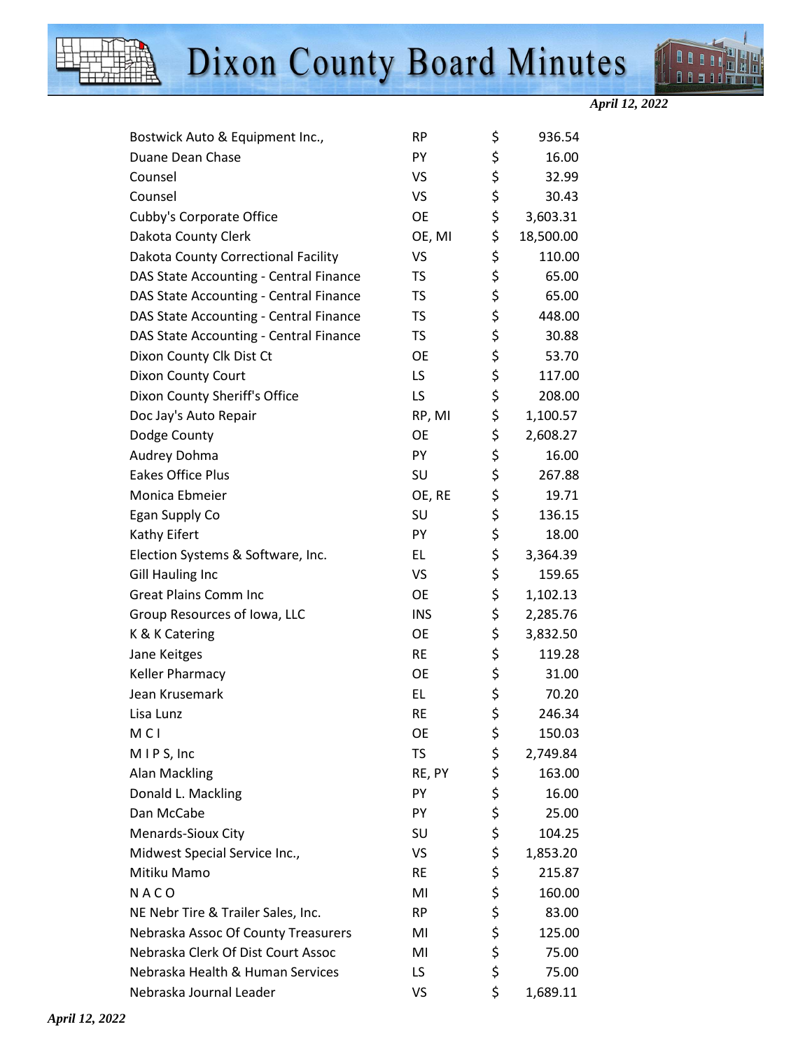| | | | |
|---|---|---|---|
| Bostwick Auto & Equipment Inc., | RP | $ | 936.54 |
| Duane Dean Chase | PY | $ | 16.00 |
| Counsel | VS | $ | 32.99 |
| Counsel | VS | $ | 30.43 |
| Cubby's Corporate Office | OE | $ | 3,603.31 |
| Dakota County Clerk | OE, MI | $ | 18,500.00 |
| Dakota County Correctional Facility | VS | $ | 110.00 |
| DAS State Accounting - Central Finance | TS | $ | 65.00 |
| DAS State Accounting - Central Finance | TS | $ | 65.00 |
| DAS State Accounting - Central Finance | TS | $ | 448.00 |
| DAS State Accounting - Central Finance | TS | $ | 30.88 |
| Dixon County Clk Dist Ct | OE | $ | 53.70 |
| Dixon County Court | LS | $ | 117.00 |
| Dixon County Sheriff's Office | LS | $ | 208.00 |
| Doc Jay's Auto Repair | RP, MI | $ | 1,100.57 |
| Dodge County | OE | $ | 2,608.27 |
| Audrey Dohma | PY | $ | 16.00 |
| Eakes Office Plus | SU | $ | 267.88 |
| Monica Ebmeier | OE, RE | $ | 19.71 |
| Egan Supply Co | SU | $ | 136.15 |
| Kathy Eifert | PY | $ | 18.00 |
| Election Systems & Software, Inc. | EL | $ | 3,364.39 |
| Gill Hauling Inc | VS | $ | 159.65 |
| Great Plains Comm Inc | OE | $ | 1,102.13 |
| Group Resources of Iowa, LLC | INS | $ | 2,285.76 |
| K & K Catering | OE | $ | 3,832.50 |
| Jane Keitges | RE | $ | 119.28 |
| Keller Pharmacy | OE | $ | 31.00 |
| Jean Krusemark | EL | $ | 70.20 |
| Lisa Lunz | RE | $ | 246.34 |
| M C I | OE | $ | 150.03 |
| M I P S, Inc | TS | $ | 2,749.84 |
| Alan Mackling | RE, PY | $ | 163.00 |
| Donald L. Mackling | PY | $ | 16.00 |
| Dan McCabe | PY | $ | 25.00 |
| Menards-Sioux City | SU | $ | 104.25 |
| Midwest Special Service Inc., | VS | $ | 1,853.20 |
| Mitiku Mamo | RE | $ | 215.87 |
| N A C O | MI | $ | 160.00 |
| NE Nebr Tire & Trailer Sales, Inc. | RP | $ | 83.00 |
| Nebraska Assoc Of County Treasurers | MI | $ | 125.00 |
| Nebraska Clerk Of Dist Court Assoc | MI | $ | 75.00 |
| Nebraska Health & Human Services | LS | $ | 75.00 |
| Nebraska Journal Leader | VS | $ | 1,689.11 |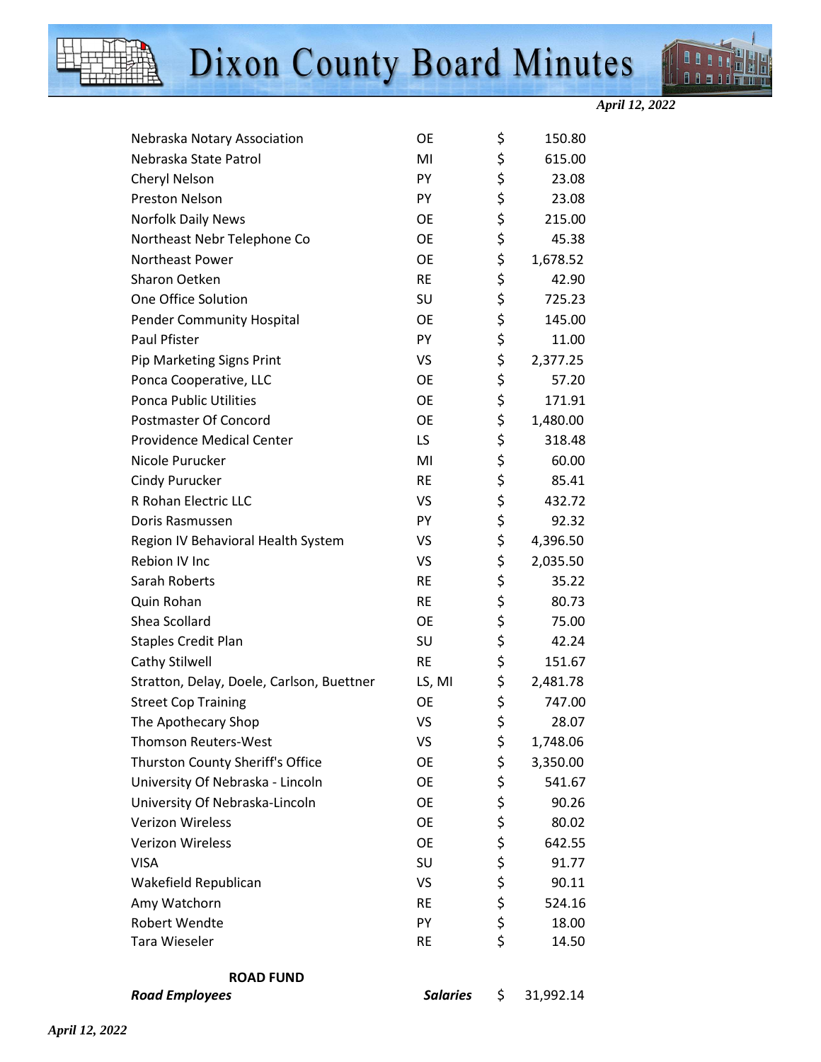| | | | |
|---|---|---|---|
| Nebraska Notary Association | OE | $ | 150.80 |
| Nebraska State Patrol | MI | $ | 615.00 |
| Cheryl Nelson | PY | $ | 23.08 |
| Preston Nelson | PY | $ | 23.08 |
| Norfolk Daily News | OE | $ | 215.00 |
| Northeast Nebr Telephone Co | OE | $ | 45.38 |
| Northeast Power | OE | $ | 1,678.52 |
| Sharon Oetken | RE | $ | 42.90 |
| One Office Solution | SU | $ | 725.23 |
| Pender Community Hospital | OE | $ | 145.00 |
| Paul Pfister | PY | $ | 11.00 |
| Pip Marketing Signs Print | VS | $ | 2,377.25 |
| Ponca Cooperative, LLC | OE | $ | 57.20 |
| Ponca Public Utilities | OE | $ | 171.91 |
| Postmaster Of Concord | OE | $ | 1,480.00 |
| Providence Medical Center | LS | $ | 318.48 |
| Nicole Purucker | MI | $ | 60.00 |
| Cindy Purucker | RE | $ | 85.41 |
| R Rohan Electric LLC | VS | $ | 432.72 |
| Doris Rasmussen | PY | $ | 92.32 |
| Region IV Behavioral Health System | VS | $ | 4,396.50 |
| Rebion IV Inc | VS | $ | 2,035.50 |
| Sarah Roberts | RE | $ | 35.22 |
| Quin Rohan | RE | $ | 80.73 |
| Shea Scollard | OE | $ | 75.00 |
| Staples Credit Plan | SU | $ | 42.24 |
| Cathy Stilwell | RE | $ | 151.67 |
| Stratton, Delay, Doele, Carlson, Buettner | LS, MI | $ | 2,481.78 |
| Street Cop Training | OE | $ | 747.00 |
| The Apothecary Shop | VS | $ | 28.07 |
| Thomson Reuters-West | VS | $ | 1,748.06 |
| Thurston County Sheriff's Office | OE | $ | 3,350.00 |
| University Of Nebraska - Lincoln | OE | $ | 541.67 |
| University Of Nebraska-Lincoln | OE | $ | 90.26 |
| Verizon Wireless | OE | $ | 80.02 |
| Verizon Wireless | OE | $ | 642.55 |
| VISA | SU | $ | 91.77 |
| Wakefield Republican | VS | $ | 90.11 |
| Amy Watchorn | RE | $ | 524.16 |
| Robert Wendte | PY | $ | 18.00 |
| Tara Wieseler | RE | $ | 14.50 |

**ROAD FUND**

| | | | |
|---|---|---|---|
| ***Road Employees*** | ***Salaries*** | $ | 31,992.14 |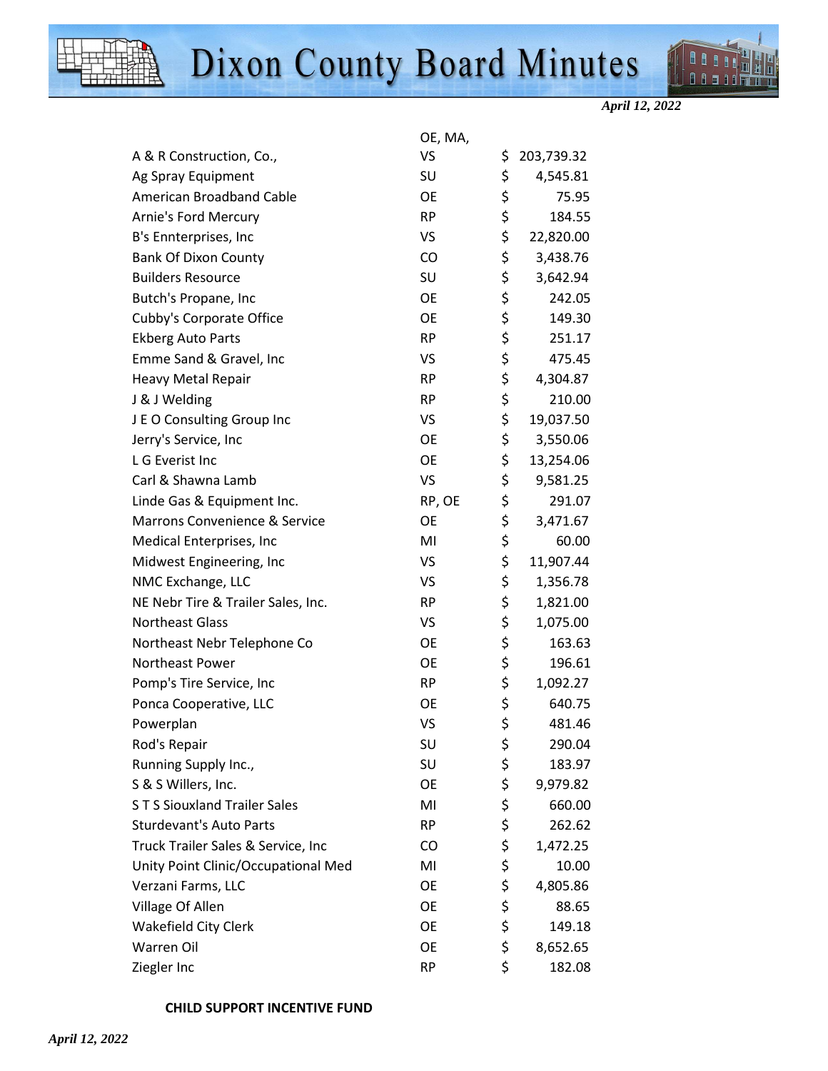| | | | |
|---|---|---|---|
| A & R Construction, Co., | OE, MA, VS | $ | 203,739.32 |
| Ag Spray Equipment | SU | $ | 4,545.81 |
| American Broadband Cable | OE | $ | 75.95 |
| Arnie's Ford Mercury | RP | $ | 184.55 |
| B's Ennterprises, Inc | VS | $ | 22,820.00 |
| Bank Of Dixon County | CO | $ | 3,438.76 |
| Builders Resource | SU | $ | 3,642.94 |
| Butch's Propane, Inc | OE | $ | 242.05 |
| Cubby's Corporate Office | OE | $ | 149.30 |
| Ekberg Auto Parts | RP | $ | 251.17 |
| Emme Sand & Gravel, Inc | VS | $ | 475.45 |
| Heavy Metal Repair | RP | $ | 4,304.87 |
| J & J Welding | RP | $ | 210.00 |
| J E O Consulting Group Inc | VS | $ | 19,037.50 |
| Jerry's Service, Inc | OE | $ | 3,550.06 |
| L G Everist Inc | OE | $ | 13,254.06 |
| Carl & Shawna Lamb | VS | $ | 9,581.25 |
| Linde Gas & Equipment Inc. | RP, OE | $ | 291.07 |
| Marrons Convenience & Service | OE | $ | 3,471.67 |
| Medical Enterprises, Inc | MI | $ | 60.00 |
| Midwest Engineering, Inc | VS | $ | 11,907.44 |
| NMC Exchange, LLC | VS | $ | 1,356.78 |
| NE Nebr Tire & Trailer Sales, Inc. | RP | $ | 1,821.00 |
| Northeast Glass | VS | $ | 1,075.00 |
| Northeast Nebr Telephone Co | OE | $ | 163.63 |
| Northeast Power | OE | $ | 196.61 |
| Pomp's Tire Service, Inc | RP | $ | 1,092.27 |
| Ponca Cooperative, LLC | OE | $ | 640.75 |
| Powerplan | VS | $ | 481.46 |
| Rod's Repair | SU | $ | 290.04 |
| Running Supply Inc., | SU | $ | 183.97 |
| S & S Willers, Inc. | OE | $ | 9,979.82 |
| S T S Siouxland Trailer Sales | MI | $ | 660.00 |
| Sturdevant's Auto Parts | RP | $ | 262.62 |
| Truck Trailer Sales & Service, Inc | CO | $ | 1,472.25 |
| Unity Point Clinic/Occupational Med | MI | $ | 10.00 |
| Verzani Farms, LLC | OE | $ | 4,805.86 |
| Village Of Allen | OE | $ | 88.65 |
| Wakefield City Clerk | OE | $ | 149.18 |
| Warren Oil | OE | $ | 8,652.65 |
| Ziegler Inc | RP | $ | 182.08 |

**CHILD SUPPORT INCENTIVE FUND**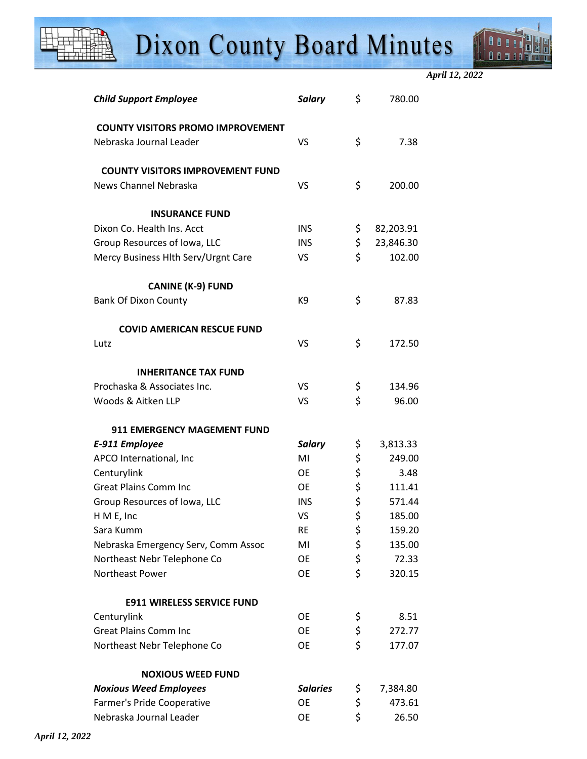| | | | |
|---|---|---|---|
| ***Child Support Employee*** | ***Salary*** | $ | 780.00 |
| **COUNTY VISITORS PROMO IMPROVEMENT** | | | |
| Nebraska Journal Leader | VS | $ | 7.38 |
| **COUNTY VISITORS IMPROVEMENT FUND** | | | |
| News Channel Nebraska | VS | $ | 200.00 |
| **INSURANCE FUND** | | | |
| Dixon Co. Health Ins. Acct | INS | $ | 82,203.91 |
| Group Resources of Iowa, LLC | INS | $ | 23,846.30 |
| Mercy Business Hlth Serv/Urgnt Care | VS | $ | 102.00 |
| **CANINE (K-9) FUND** | | | |
| Bank Of Dixon County | K9 | $ | 87.83 |
| **COVID AMERICAN RESCUE FUND** | | | |
| Lutz | VS | $ | 172.50 |
| **INHERITANCE TAX FUND** | | | |
| Prochaska & Associates Inc. | VS | $ | 134.96 |
| Woods & Aitken LLP | VS | $ | 96.00 |
| **911 EMERGENCY MAGEMENT FUND** | | | |
| ***E-911 Employee*** | ***Salary*** | $ | 3,813.33 |
| APCO International, Inc | MI | $ | 249.00 |
| Centurylink | OE | $ | 3.48 |
| Great Plains Comm Inc | OE | $ | 111.41 |
| Group Resources of Iowa, LLC | INS | $ | 571.44 |
| H M E, Inc | VS | $ | 185.00 |
| Sara Kumm | RE | $ | 159.20 |
| Nebraska Emergency Serv, Comm Assoc | MI | $ | 135.00 |
| Northeast Nebr Telephone Co | OE | $ | 72.33 |
| Northeast Power | OE | $ | 320.15 |
| **E911 WIRELESS SERVICE FUND** | | | |
| Centurylink | OE | $ | 8.51 |
| Great Plains Comm Inc | OE | $ | 272.77 |
| Northeast Nebr Telephone Co | OE | $ | 177.07 |
| **NOXIOUS WEED FUND** | | | |
| ***Noxious Weed Employees*** | ***Salaries*** | $ | 7,384.80 |
| Farmer's Pride Cooperative | OE | $ | 473.61 |
| Nebraska Journal Leader | OE | $ | 26.50 |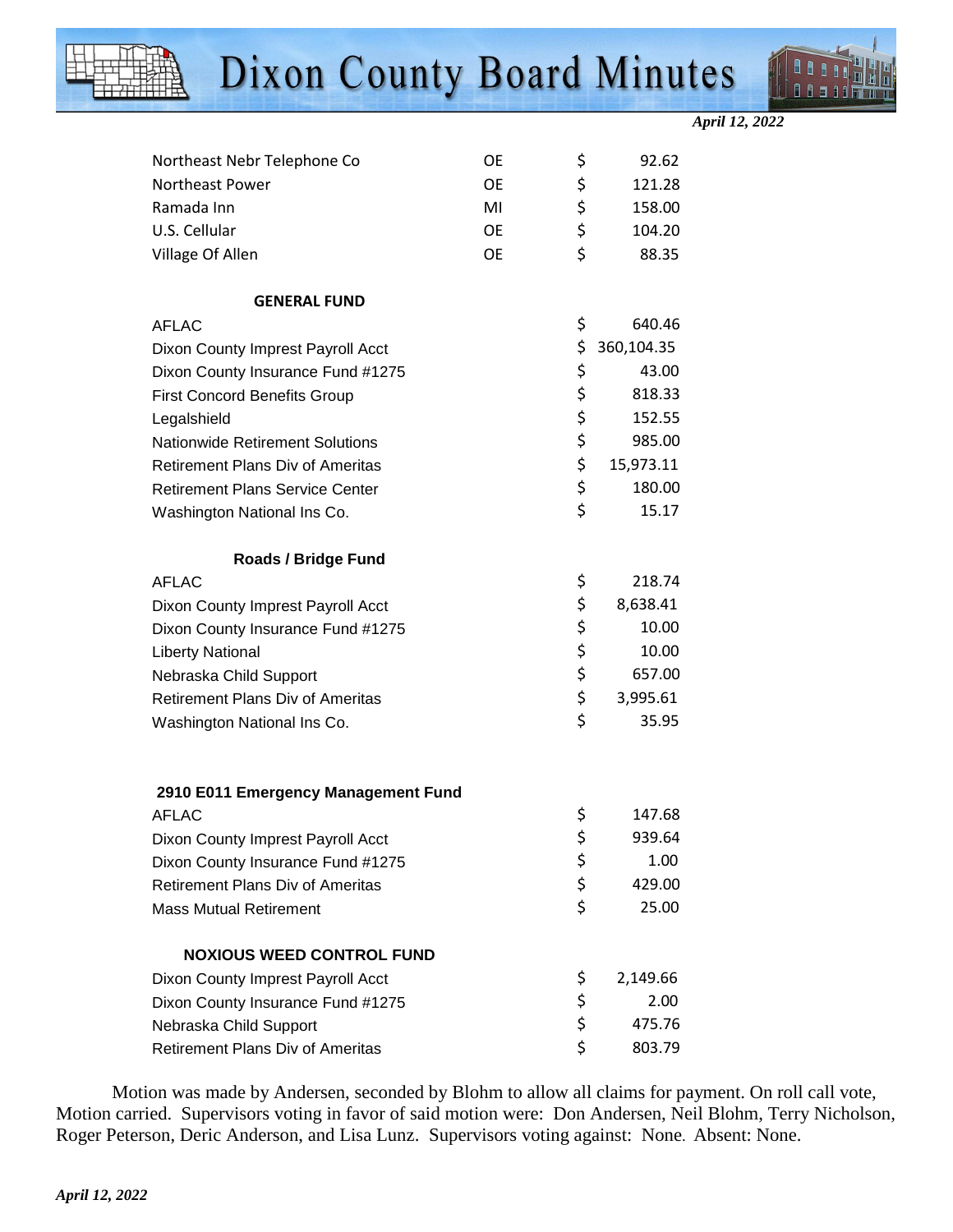| | | |
|---|---|---|
| Northeast Nebr Telephone Co | OE | $ 92.62 |
| Northeast Power | OE | $ 121.28 |
| Ramada Inn | MI | $ 158.00 |
| U.S. Cellular | OE | $ 104.20 |
| Village Of Allen | OE | $ 88.35 |

**GENERAL FUND**

| | |
|---|---|
| AFLAC | $ 640.46 |
| Dixon County Imprest Payroll Acct | $ 360,104.35 |
| Dixon County Insurance Fund #1275 | $ 43.00 |
| First Concord Benefits Group | $ 818.33 |
| Legalshield | $ 152.55 |
| Nationwide Retirement Solutions | $ 985.00 |
| Retirement Plans Div of Ameritas | $ 15,973.11 |
| Retirement Plans Service Center | $ 180.00 |
| Washington National Ins Co. | $ 15.17 |

**Roads / Bridge Fund**

| | |
|---|---|
| AFLAC | $ 218.74 |
| Dixon County Imprest Payroll Acct | $ 8,638.41 |
| Dixon County Insurance Fund #1275 | $ 10.00 |
| Liberty National | $ 10.00 |
| Nebraska Child Support | $ 657.00 |
| Retirement Plans Div of Ameritas | $ 3,995.61 |
| Washington National Ins Co. | $ 35.95 |

**2910 E011 Emergency Management Fund**

| | |
|---|---|
| AFLAC | $ 147.68 |
| Dixon County Imprest Payroll Acct | $ 939.64 |
| Dixon County Insurance Fund #1275 | $ 1.00 |
| Retirement Plans Div of Ameritas | $ 429.00 |
| Mass Mutual Retirement | $ 25.00 |

**NOXIOUS WEED CONTROL FUND**

| | |
|---|---|
| Dixon County Imprest Payroll Acct | $ 2,149.66 |
| Dixon County Insurance Fund #1275 | $ 2.00 |
| Nebraska Child Support | $ 475.76 |
| Retirement Plans Div of Ameritas | $ 803.79 |

Motion was made by Andersen, seconded by Blohm to allow all claims for payment. On roll call vote, Motion carried. Supervisors voting in favor of said motion were: Don Andersen, Neil Blohm, Terry Nicholson, Roger Peterson, Deric Anderson, and Lisa Lunz. Supervisors voting against: None. Absent: None.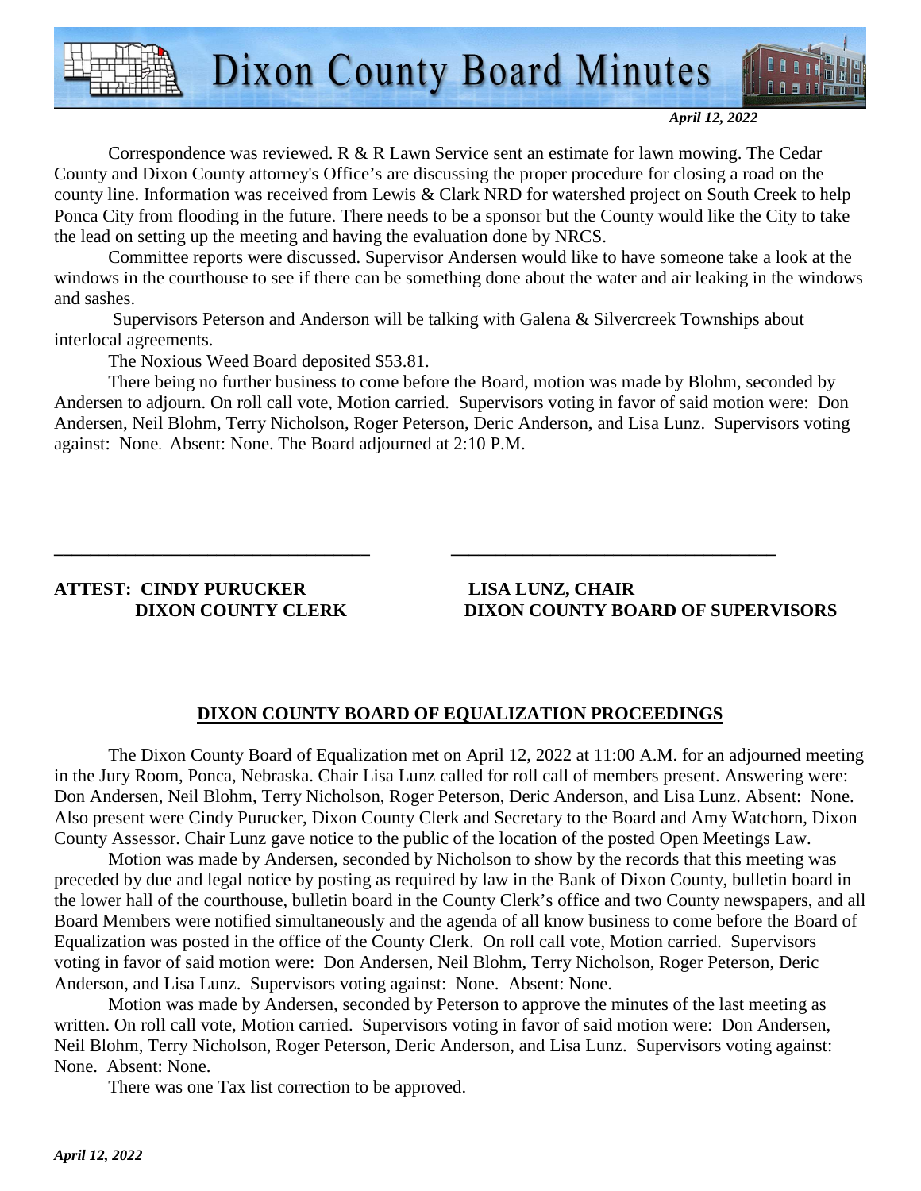Correspondence was reviewed. R & R Lawn Service sent an estimate for lawn mowing. The Cedar County and Dixon County attorney's Office's are discussing the proper procedure for closing a road on the county line. Information was received from Lewis & Clark NRD for watershed project on South Creek to help Ponca City from flooding in the future. There needs to be a sponsor but the County would like the City to take the lead on setting up the meeting and having the evaluation done by NRCS.

Committee reports were discussed. Supervisor Andersen would like to have someone take a look at the windows in the courthouse to see if there can be something done about the water and air leaking in the windows and sashes.

Supervisors Peterson and Anderson will be talking with Galena & Silvercreek Townships about interlocal agreements.

The Noxious Weed Board deposited $53.81.

There being no further business to come before the Board, motion was made by Blohm, seconded by Andersen to adjourn. On roll call vote, Motion carried. Supervisors voting in favor of said motion were: Don Andersen, Neil Blohm, Terry Nicholson, Roger Peterson, Deric Anderson, and Lisa Lunz. Supervisors voting against: None. Absent: None. The Board adjourned at 2:10 P.M.

\_\_\_\_\_\_\_\_\_\_\_\_\_\_\_\_\_\_\_\_\_\_\_\_\_\_\_\_\_\_\_\_ \_\_\_\_\_\_\_\_\_\_\_\_\_\_\_\_\_\_\_\_\_\_\_\_\_\_\_\_\_\_\_\_

**ATTEST: CINDY PURUCKER**
**DIXON COUNTY CLERK**

**LISA LUNZ, CHAIR**
**DIXON COUNTY BOARD OF SUPERVISORS**

## DIXON COUNTY BOARD OF EQUALIZATION PROCEEDINGS

The Dixon County Board of Equalization met on April 12, 2022 at 11:00 A.M. for an adjourned meeting in the Jury Room, Ponca, Nebraska. Chair Lisa Lunz called for roll call of members present. Answering were: Don Andersen, Neil Blohm, Terry Nicholson, Roger Peterson, Deric Anderson, and Lisa Lunz. Absent: None. Also present were Cindy Purucker, Dixon County Clerk and Secretary to the Board and Amy Watchorn, Dixon County Assessor. Chair Lunz gave notice to the public of the location of the posted Open Meetings Law.

Motion was made by Andersen, seconded by Nicholson to show by the records that this meeting was preceded by due and legal notice by posting as required by law in the Bank of Dixon County, bulletin board in the lower hall of the courthouse, bulletin board in the County Clerk's office and two County newspapers, and all Board Members were notified simultaneously and the agenda of all know business to come before the Board of Equalization was posted in the office of the County Clerk. On roll call vote, Motion carried. Supervisors voting in favor of said motion were: Don Andersen, Neil Blohm, Terry Nicholson, Roger Peterson, Deric Anderson, and Lisa Lunz. Supervisors voting against: None. Absent: None.

Motion was made by Andersen, seconded by Peterson to approve the minutes of the last meeting as written. On roll call vote, Motion carried. Supervisors voting in favor of said motion were: Don Andersen, Neil Blohm, Terry Nicholson, Roger Peterson, Deric Anderson, and Lisa Lunz. Supervisors voting against: None. Absent: None.

There was one Tax list correction to be approved.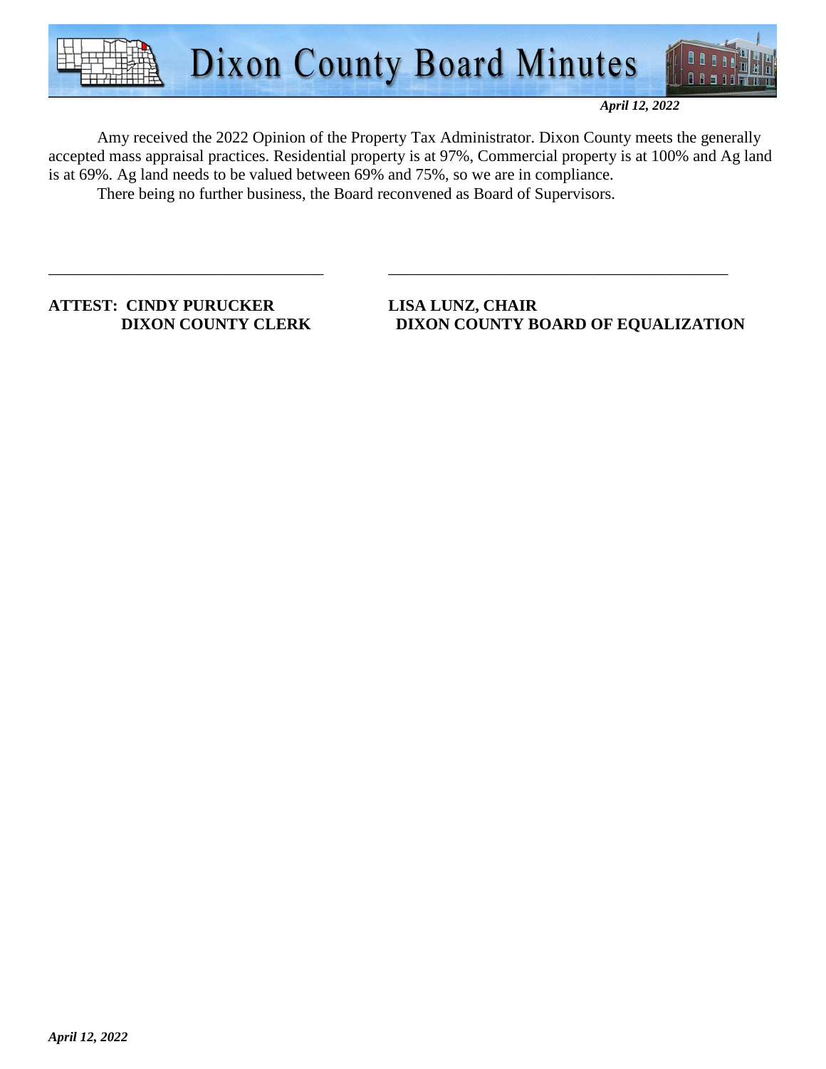Amy received the 2022 Opinion of the Property Tax Administrator. Dixon County meets the generally accepted mass appraisal practices. Residential property is at 97%, Commercial property is at 100% and Ag land is at 69%. Ag land needs to be valued between 69% and 75%, so we are in compliance.

There being no further business, the Board reconvened as Board of Supervisors.

___________________________________ ___________________________________________

**ATTEST: CINDY PURUCKER**
**DIXON COUNTY CLERK**

**LISA LUNZ, CHAIR**
**DIXON COUNTY BOARD OF EQUALIZATION**